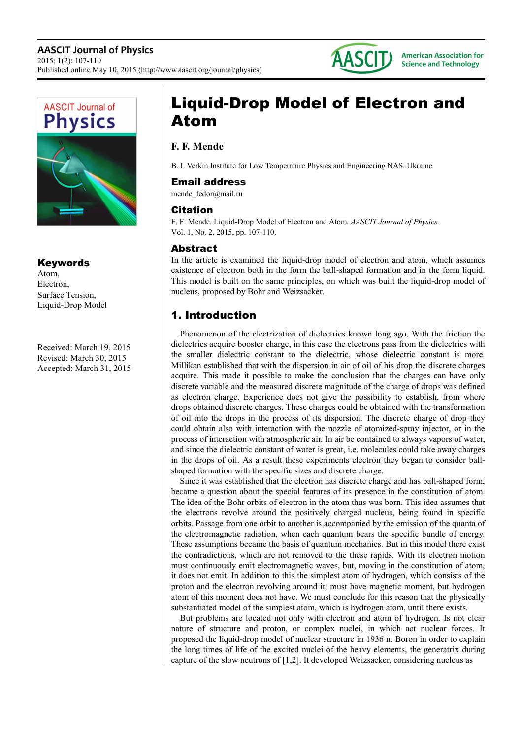# Liquid-Drop Model of Electron and Atom

## F. F. Mende

B. I. Verkin Institute for Low Temperature Physics and Engineering NAS, Ukraine

### Email address

mende_fedor@mail.ru

### Citation

F. F. Mende. Liquid-Drop Model of Electron and Atom. *AASCIT Journal of Physics.* Vol. 1, No. 2, 2015, pp. 107-110.

### Abstract

In the article is examined the liquid-drop model of electron and atom, which assumes existence of electron both in the form the ball-shaped formation and in the form liquid. This model is built on the same principles, on which was built the liquid-drop model of nucleus, proposed by Bohr and Weizsacker.

### Keywords

Atom,
Electron,
Surface Tension,
Liquid-Drop Model

Received: March 19, 2015
Revised: March 30, 2015
Accepted: March 31, 2015

## 1. Introduction

Phenomenon of the electrization of dielectrics known long ago. With the friction the dielectrics acquire booster charge, in this case the electrons pass from the dielectrics with the smaller dielectric constant to the dielectric, whose dielectric constant is more. Millikan established that with the dispersion in air of oil of his drop the discrete charges acquire. This made it possible to make the conclusion that the charges can have only discrete variable and the measured discrete magnitude of the charge of drops was defined as electron charge. Experience does not give the possibility to establish, from where drops obtained discrete charges. These charges could be obtained with the transformation of oil into the drops in the process of its dispersion. The discrete charge of drop they could obtain also with interaction with the nozzle of atomized-spray injector, or in the process of interaction with atmospheric air. In air be contained to always vapors of water, and since the dielectric constant of water is great, i.e. molecules could take away charges in the drops of oil. As a result these experiments electron they began to consider ball-shaped formation with the specific sizes and discrete charge.

Since it was established that the electron has discrete charge and has ball-shaped form, became a question about the special features of its presence in the constitution of atom. The idea of the Bohr orbits of electron in the atom thus was born. This idea assumes that the electrons revolve around the positively charged nucleus, being found in specific orbits. Passage from one orbit to another is accompanied by the emission of the quanta of the electromagnetic radiation, when each quantum bears the specific bundle of energy. These assumptions became the basis of quantum mechanics. But in this model there exist the contradictions, which are not removed to the these rapids. With its electron motion must continuously emit electromagnetic waves, but, moving in the constitution of atom, it does not emit. In addition to this the simplest atom of hydrogen, which consists of the proton and the electron revolving around it, must have magnetic moment, but hydrogen atom of this moment does not have. We must conclude for this reason that the physically substantiated model of the simplest atom, which is hydrogen atom, until there exists.

But problems are located not only with electron and atom of hydrogen. Is not clear nature of structure and proton, or complex nuclei, in which act nuclear forces. It proposed the liquid-drop model of nuclear structure in 1936 n. Boron in order to explain the long times of life of the excited nuclei of the heavy elements, the generatrix during capture of the slow neutrons of [1,2]. It developed Weizsacker, considering nucleus as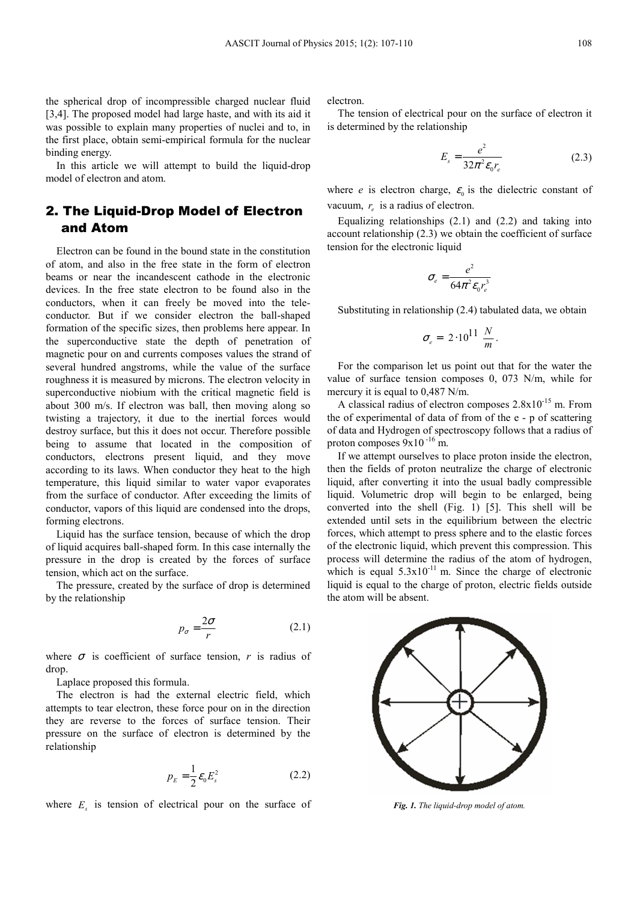the spherical drop of incompressible charged nuclear fluid [3,4]. The proposed model had large haste, and with its aid it was possible to explain many properties of nuclei and to, in the first place, obtain semi-empirical formula for the nuclear binding energy.

In this article we will attempt to build the liquid-drop model of electron and atom.

## 2. The Liquid-Drop Model of Electron and Atom

Electron can be found in the bound state in the constitution of atom, and also in the free state in the form of electron beams or near the incandescent cathode in the electronic devices. In the free state electron to be found also in the conductors, when it can freely be moved into the tele-conductor. But if we consider electron the ball-shaped formation of the specific sizes, then problems here appear. In the superconductive state the depth of penetration of magnetic pour on and currents composes values the strand of several hundred angstroms, while the value of the surface roughness it is measured by microns. The electron velocity in superconductive niobium with the critical magnetic field is about 300 m/s. If electron was ball, then moving along so twisting a trajectory, it due to the inertial forces would destroy surface, but this it does not occur. Therefore possible being to assume that located in the composition of conductors, electrons present liquid, and they move according to its laws. When conductor they heat to the high temperature, this liquid similar to water vapor evaporates from the surface of conductor. After exceeding the limits of conductor, vapors of this liquid are condensed into the drops, forming electrons.

Liquid has the surface tension, because of which the drop of liquid acquires ball-shaped form. In this case internally the pressure in the drop is created by the forces of surface tension, which act on the surface.

The pressure, created by the surface of drop is determined by the relationship

$$p_{\sigma} = \frac{2\sigma}{r} \tag{2.1}$$

where $\sigma$ is coefficient of surface tension, $r$ is radius of drop.

Laplace proposed this formula.

The electron is had the external electric field, which attempts to tear electron, these force pour on in the direction they are reverse to the forces of surface tension. Their pressure on the surface of electron is determined by the relationship

$$p_E = \frac{1}{2}\varepsilon_0 E_s^2 \tag{2.2}$$

where $E_s$ is tension of electrical pour on the surface of electron.

The tension of electrical pour on the surface of electron it is determined by the relationship

$$E_s = \frac{e^2}{32\pi^2\varepsilon_0 r_e} \tag{2.3}$$

where $e$ is electron charge, $\varepsilon_0$ is the dielectric constant of vacuum, $r_e$ is a radius of electron.

Equalizing relationships (2.1) and (2.2) and taking into account relationship (2.3) we obtain the coefficient of surface tension for the electronic liquid

$$\sigma_e = \frac{e^2}{64\pi^2\varepsilon_0 r_e^3}$$

Substituting in relationship (2.4) tabulated data, we obtain

$$\sigma_e = 2\cdot 10^{11} \ \frac{N}{m}.$$

For the comparison let us point out that for the water the value of surface tension composes 0, 073 N/m, while for mercury it is equal to 0,487 N/m.

A classical radius of electron composes $2.8\text{x}10^{-15}$ m. From the of experimental of data of from of the e - p of scattering of data and Hydrogen of spectroscopy follows that a radius of proton composes $9\text{x}10^{-16}$ m.

If we attempt ourselves to place proton inside the electron, then the fields of proton neutralize the charge of electronic liquid, after converting it into the usual badly compressible liquid. Volumetric drop will begin to be enlarged, being converted into the shell (Fig. 1) [5]. This shell will be extended until sets in the equilibrium between the electric forces, which attempt to press sphere and to the elastic forces of the electronic liquid, which prevent this compression. This process will determine the radius of the atom of hydrogen, which is equal $5.3\text{x}10^{-11}$ m. Since the charge of electronic liquid is equal to the charge of proton, electric fields outside the atom will be absent.

*Fig. 1. The liquid-drop model of atom.*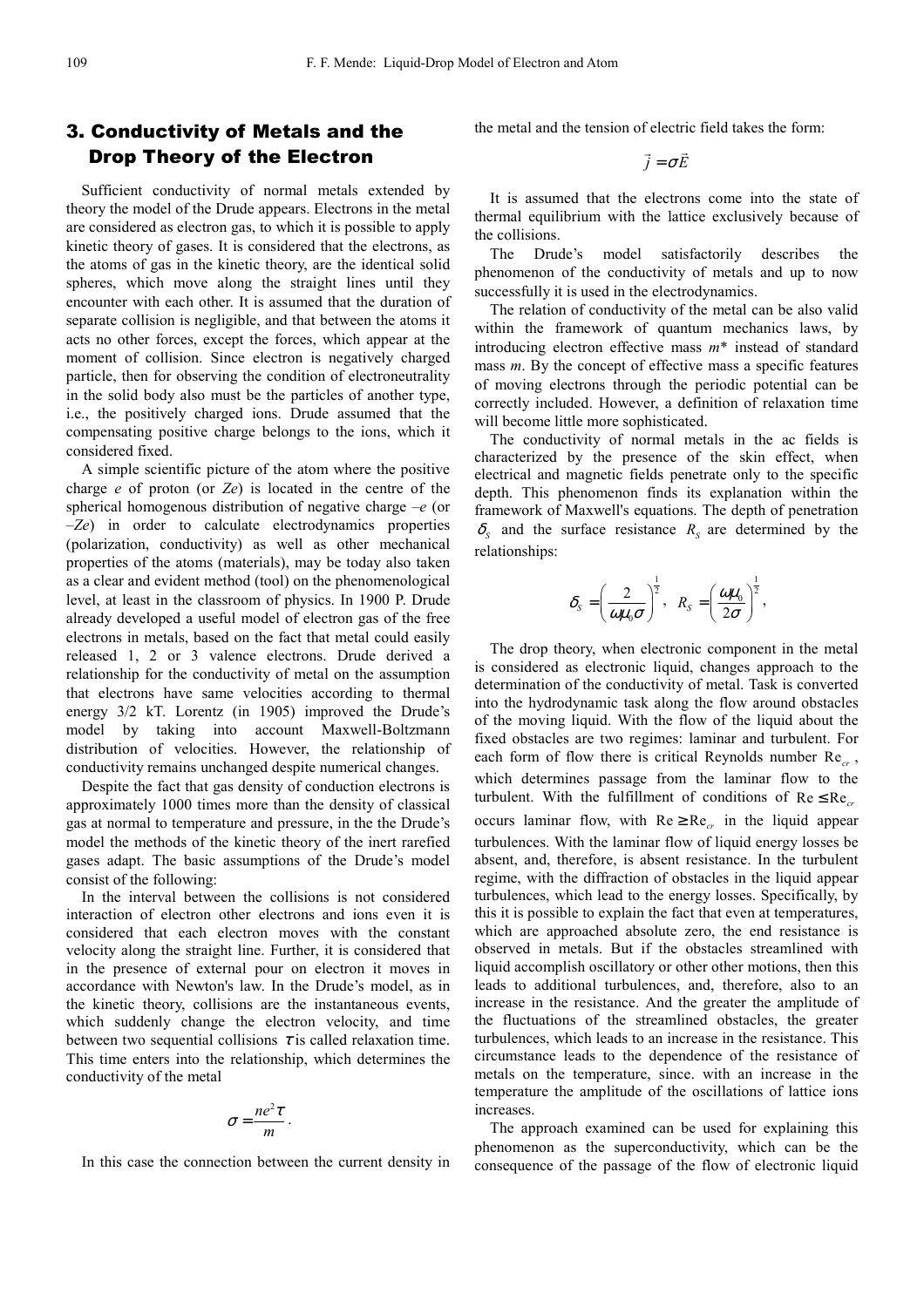## 3. Conductivity of Metals and the Drop Theory of the Electron

Sufficient conductivity of normal metals extended by theory the model of the Drude appears. Electrons in the metal are considered as electron gas, to which it is possible to apply kinetic theory of gases. It is considered that the electrons, as the atoms of gas in the kinetic theory, are the identical solid spheres, which move along the straight lines until they encounter with each other. It is assumed that the duration of separate collision is negligible, and that between the atoms it acts no other forces, except the forces, which appear at the moment of collision. Since electron is negatively charged particle, then for observing the condition of electroneutrality in the solid body also must be the particles of another type, i.e., the positively charged ions. Drude assumed that the compensating positive charge belongs to the ions, which it considered fixed.

A simple scientific picture of the atom where the positive charge *e* of proton (or *Ze*) is located in the centre of the spherical homogenous distribution of negative charge –*e* (or –*Ze*) in order to calculate electrodynamics properties (polarization, conductivity) as well as other mechanical properties of the atoms (materials), may be today also taken as a clear and evident method (tool) on the phenomenological level, at least in the classroom of physics. In 1900 P. Drude already developed a useful model of electron gas of the free electrons in metals, based on the fact that metal could easily released 1, 2 or 3 valence electrons. Drude derived a relationship for the conductivity of metal on the assumption that electrons have same velocities according to thermal energy 3/2 kT. Lorentz (in 1905) improved the Drude's model by taking into account Maxwell-Boltzmann distribution of velocities. However, the relationship of conductivity remains unchanged despite numerical changes.

Despite the fact that gas density of conduction electrons is approximately 1000 times more than the density of classical gas at normal to temperature and pressure, in the the Drude's model the methods of the kinetic theory of the inert rarefied gases adapt. The basic assumptions of the Drude's model consist of the following:

In the interval between the collisions is not considered interaction of electron other electrons and ions even it is considered that each electron moves with the constant velocity along the straight line. Further, it is considered that in the presence of external pour on electron it moves in accordance with Newton's law. In the Drude's model, as in the kinetic theory, collisions are the instantaneous events, which suddenly change the electron velocity, and time between two sequential collisions $\tau$ is called relaxation time. This time enters into the relationship, which determines the conductivity of the metal

$$\sigma = \frac{ne^2\tau}{m}.$$

In this case the connection between the current density in the metal and the tension of electric field takes the form:

$$\vec{j} = \sigma\vec{E}$$

It is assumed that the electrons come into the state of thermal equilibrium with the lattice exclusively because of the collisions.

The Drude's model satisfactorily describes the phenomenon of the conductivity of metals and up to now successfully it is used in the electrodynamics.

The relation of conductivity of the metal can be also valid within the framework of quantum mechanics laws, by introducing electron effective mass $m^*$ instead of standard mass *m*. By the concept of effective mass a specific features of moving electrons through the periodic potential can be correctly included. However, a definition of relaxation time will become little more sophisticated.

The conductivity of normal metals in the ac fields is characterized by the presence of the skin effect, when electrical and magnetic fields penetrate only to the specific depth. This phenomenon finds its explanation within the framework of Maxwell's equations. The depth of penetration $\delta_S$ and the surface resistance $R_S$ are determined by the relationships:

$$\delta_S = \left(\frac{2}{\omega\mu_0\sigma}\right)^{\frac{1}{2}}, \quad R_S = \left(\frac{\omega\mu_0}{2\sigma}\right)^{\frac{1}{2}},$$

The drop theory, when electronic component in the metal is considered as electronic liquid, changes approach to the determination of the conductivity of metal. Task is converted into the hydrodynamic task along the flow around obstacles of the moving liquid. With the flow of the liquid about the fixed obstacles are two regimes: laminar and turbulent. For each form of flow there is critical Reynolds number $\mathrm{Re}_{cr}$, which determines passage from the laminar flow to the turbulent. With the fulfillment of conditions of $\mathrm{Re} \le \mathrm{Re}_{cr}$ occurs laminar flow, with $\mathrm{Re} \ge \mathrm{Re}_{cr}$ in the liquid appear turbulences. With the laminar flow of liquid energy losses be absent, and, therefore, is absent resistance. In the turbulent regime, with the diffraction of obstacles in the liquid appear turbulences, which lead to the energy losses. Specifically, by this it is possible to explain the fact that even at temperatures, which are approached absolute zero, the end resistance is observed in metals. But if the obstacles streamlined with liquid accomplish oscillatory or other other motions, then this leads to additional turbulences, and, therefore, also to an increase in the resistance. And the greater the amplitude of the fluctuations of the streamlined obstacles, the greater turbulences, which leads to an increase in the resistance. This circumstance leads to the dependence of the resistance of metals on the temperature, since. with an increase in the temperature the amplitude of the oscillations of lattice ions increases.

The approach examined can be used for explaining this phenomenon as the superconductivity, which can be the consequence of the passage of the flow of electronic liquid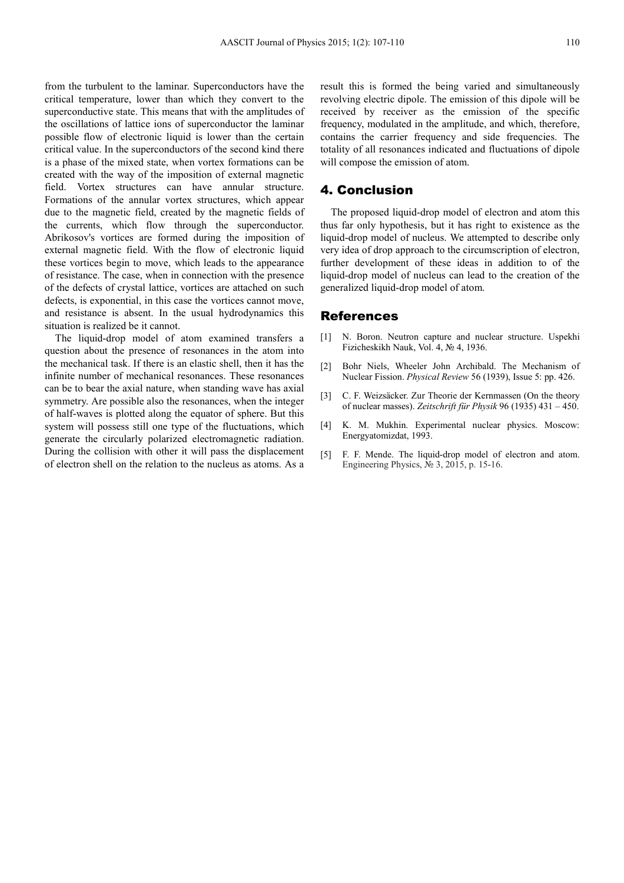from the turbulent to the laminar. Superconductors have the critical temperature, lower than which they convert to the superconductive state. This means that with the amplitudes of the oscillations of lattice ions of superconductor the laminar possible flow of electronic liquid is lower than the certain critical value. In the superconductors of the second kind there is a phase of the mixed state, when vortex formations can be created with the way of the imposition of external magnetic field. Vortex structures can have annular structure. Formations of the annular vortex structures, which appear due to the magnetic field, created by the magnetic fields of the currents, which flow through the superconductor. Abrikosov's vortices are formed during the imposition of external magnetic field. With the flow of electronic liquid these vortices begin to move, which leads to the appearance of resistance. The case, when in connection with the presence of the defects of crystal lattice, vortices are attached on such defects, is exponential, in this case the vortices cannot move, and resistance is absent. In the usual hydrodynamics this situation is realized be it cannot.

The liquid-drop model of atom examined transfers a question about the presence of resonances in the atom into the mechanical task. If there is an elastic shell, then it has the infinite number of mechanical resonances. These resonances can be to bear the axial nature, when standing wave has axial symmetry. Are possible also the resonances, when the integer of half-waves is plotted along the equator of sphere. But this system will possess still one type of the fluctuations, which generate the circularly polarized electromagnetic radiation. During the collision with other it will pass the displacement of electron shell on the relation to the nucleus as atoms. As a result this is formed the being varied and simultaneously revolving electric dipole. The emission of this dipole will be received by receiver as the emission of the specific frequency, modulated in the amplitude, and which, therefore, contains the carrier frequency and side frequencies. The totality of all resonances indicated and fluctuations of dipole will compose the emission of atom.

## 4. Conclusion

The proposed liquid-drop model of electron and atom this thus far only hypothesis, but it has right to existence as the liquid-drop model of nucleus. We attempted to describe only very idea of drop approach to the circumscription of electron, further development of these ideas in addition to of the liquid-drop model of nucleus can lead to the creation of the generalized liquid-drop model of atom.

## References

[1] N. Boron. Neutron capture and nuclear structure. Uspekhi Fizicheskikh Nauk, Vol. 4, № 4, 1936.

[2] Bohr Niels, Wheeler John Archibald. The Mechanism of Nuclear Fission. *Physical Review* 56 (1939), Issue 5: pp. 426.

[3] C. F. Weizsäcker. Zur Theorie der Kernmassen (On the theory of nuclear masses). *Zeitschrift für Physik* 96 (1935) 431 – 450.

[4] K. M. Mukhin. Experimental nuclear physics. Moscow: Energyatomizdat, 1993.

[5] F. F. Mende. The liquid-drop model of electron and atom. Engineering Physics, № 3, 2015, p. 15-16.